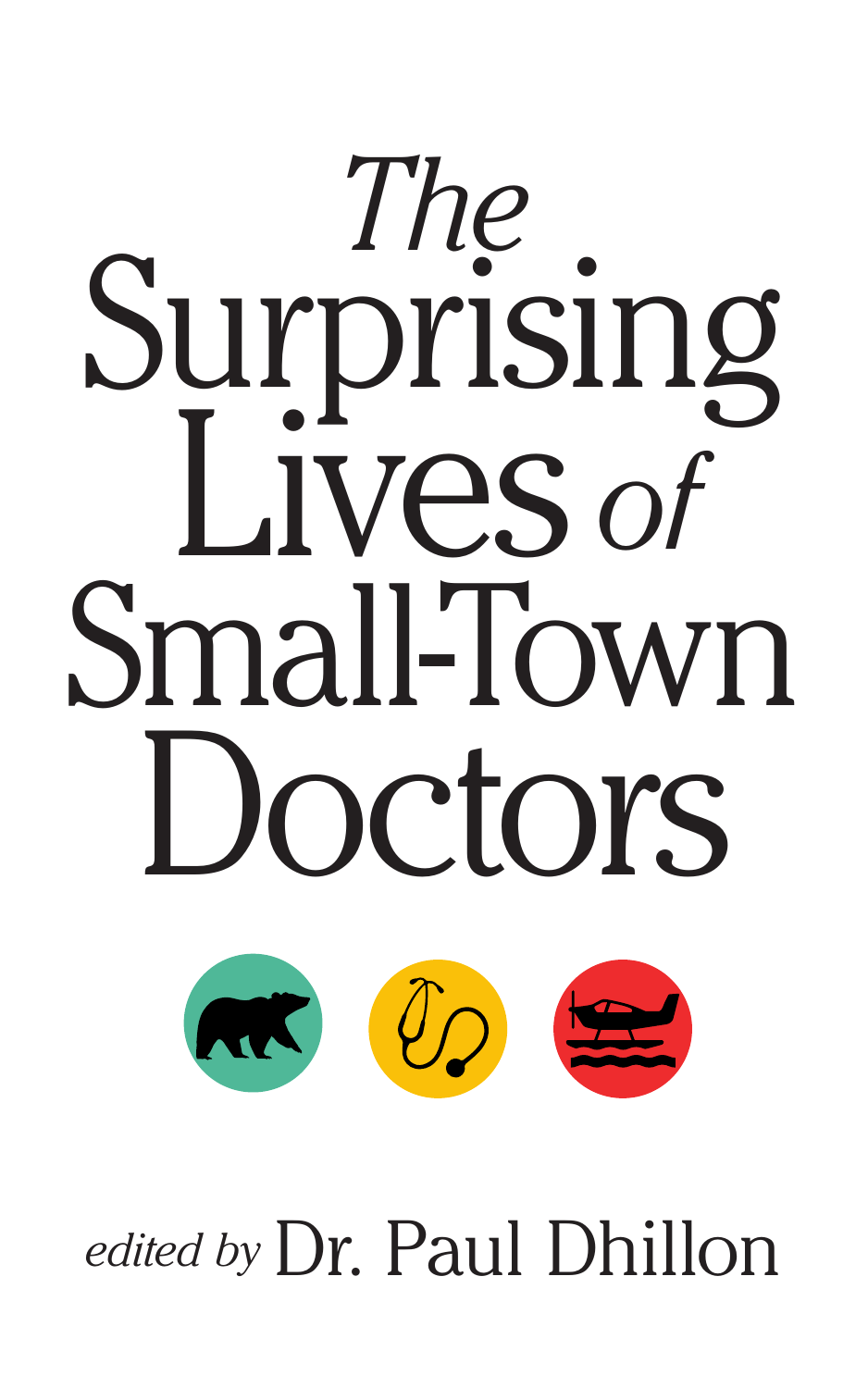# *The* Surprising Lives *of* Small-Town Doctors

*edited by* Dr. Paul Dhillon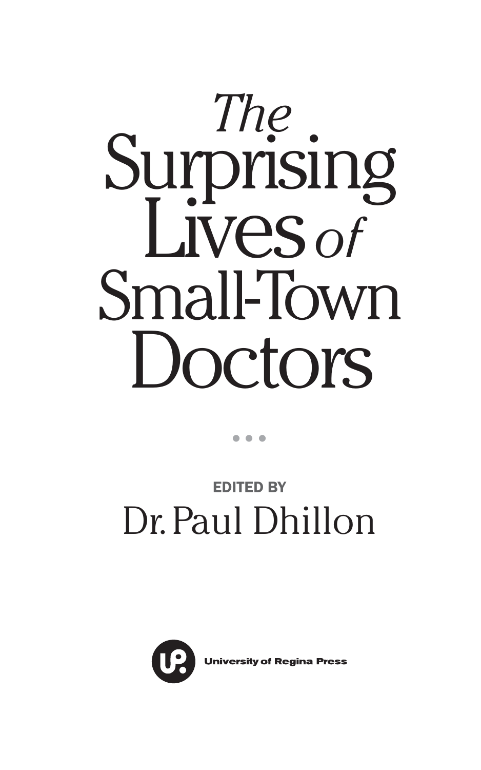# *The* Surprising Lives *of* Small-Town Doctors

• • •

**EDITED BY**

Dr. Paul Dhillon

University of Regina Press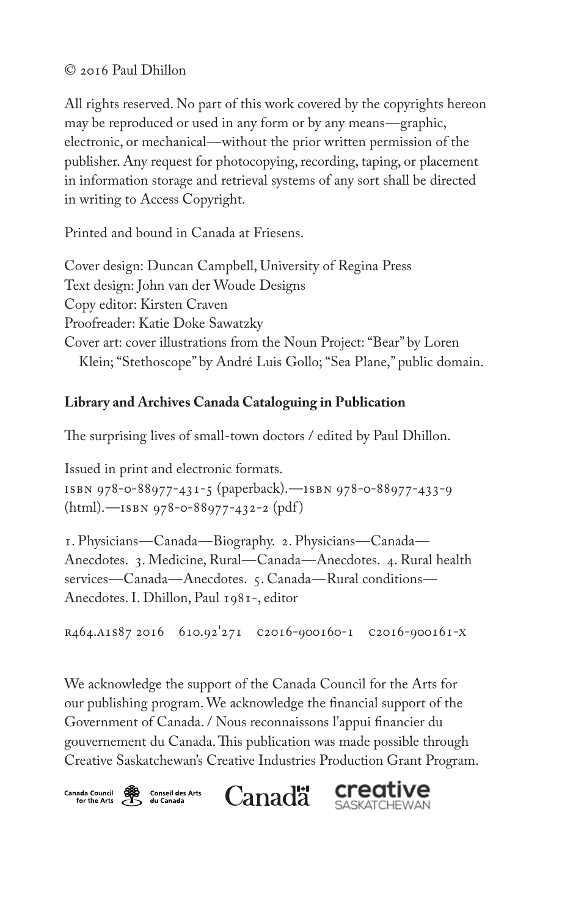© 2016 Paul Dhillon

All rights reserved. No part of this work covered by the copyrights hereon may be reproduced or used in any form or by any means—graphic, electronic, or mechanical—without the prior written permission of the publisher. Any request for photocopying, recording, taping, or placement in information storage and retrieval systems of any sort shall be directed in writing to Access Copyright.

Printed and bound in Canada at Friesens.

Cover design: Duncan Campbell, University of Regina Press
Text design: John van der Woude Designs
Copy editor: Kirsten Craven
Proofreader: Katie Doke Sawatzky
Cover art: cover illustrations from the Noun Project: "Bear" by Loren Klein; "Stethoscope" by André Luis Gollo; "Sea Plane," public domain.

**Library and Archives Canada Cataloguing in Publication**

The surprising lives of small-town doctors / edited by Paul Dhillon.

Issued in print and electronic formats.
ISBN 978-0-88977-431-5 (paperback).—ISBN 978-0-88977-433-9 (html).—ISBN 978-0-88977-432-2 (pdf)

1. Physicians—Canada—Biography. 2. Physicians—Canada—Anecdotes. 3. Medicine, Rural—Canada—Anecdotes. 4. Rural health services—Canada—Anecdotes. 5. Canada—Rural conditions—Anecdotes. I. Dhillon, Paul 1981-, editor

R464.A1S87 2016 610.92'271 C2016-900160-1 C2016-900161-X

We acknowledge the support of the Canada Council for the Arts for our publishing program. We acknowledge the financial support of the Government of Canada. / Nous reconnaissons l'appui financier du gouvernement du Canada. This publication was made possible through Creative Saskatchewan's Creative Industries Production Grant Program.

Canada Council for the Arts | Conseil des Arts du Canada | Canada | creative SASKATCHEWAN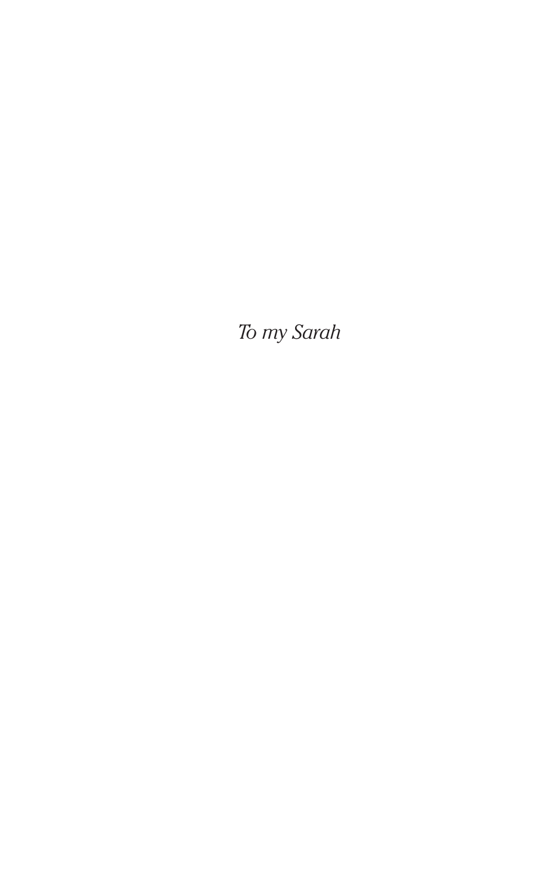*To my Sarah*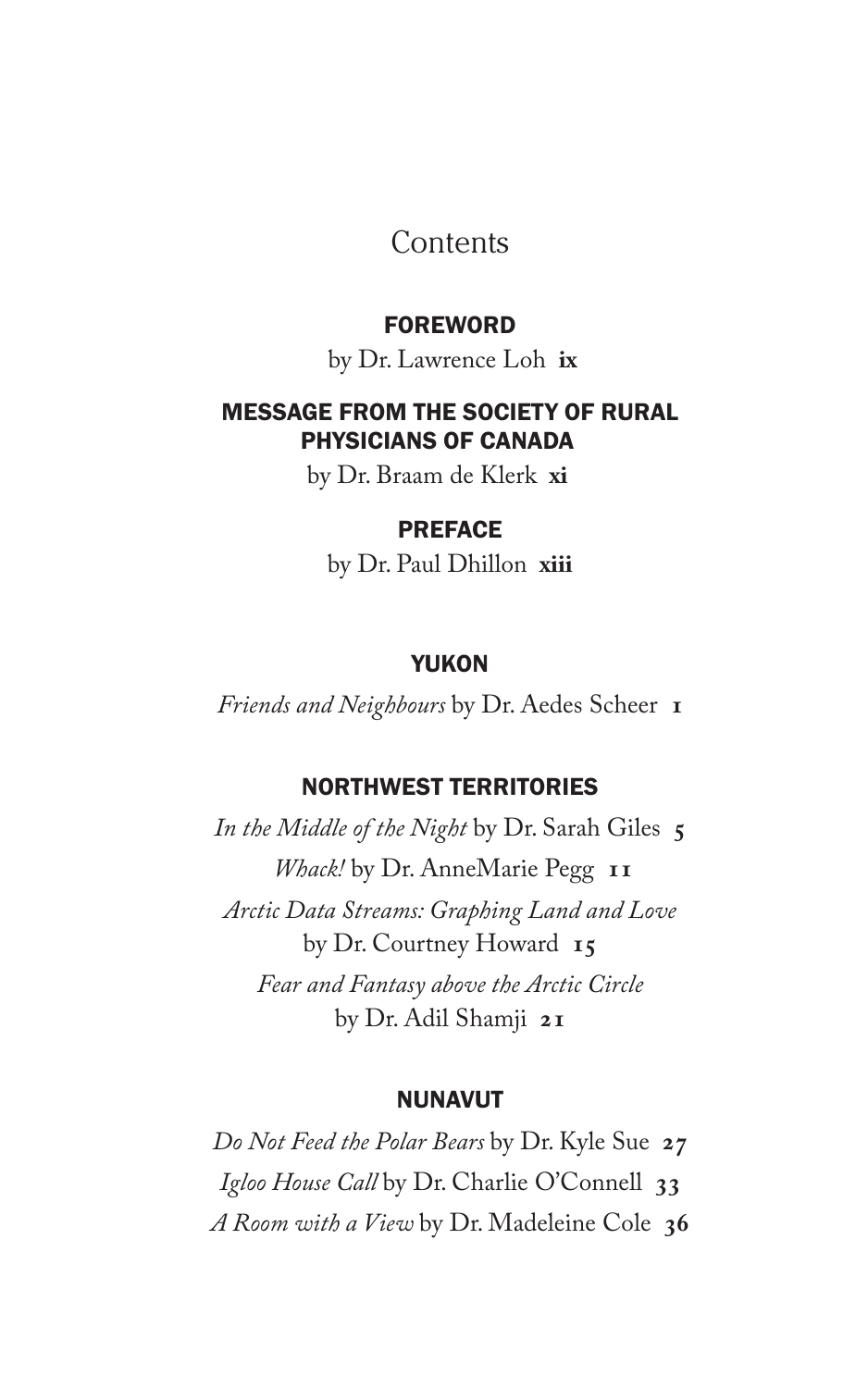# Contents

## FOREWORD

by Dr. Lawrence Loh **ix**

## MESSAGE FROM THE SOCIETY OF RURAL PHYSICIANS OF CANADA

by Dr. Braam de Klerk **xi**

## PREFACE

by Dr. Paul Dhillon **xiii**

## YUKON

*Friends and Neighbours* by Dr. Aedes Scheer **1**

## NORTHWEST TERRITORIES

*In the Middle of the Night* by Dr. Sarah Giles **5**

*Whack!* by Dr. AnneMarie Pegg **11**

*Arctic Data Streams: Graphing Land and Love* by Dr. Courtney Howard **15**

*Fear and Fantasy above the Arctic Circle* by Dr. Adil Shamji **21**

## NUNAVUT

*Do Not Feed the Polar Bears* by Dr. Kyle Sue **27**

*Igloo House Call* by Dr. Charlie O'Connell **33**

*A Room with a View* by Dr. Madeleine Cole **36**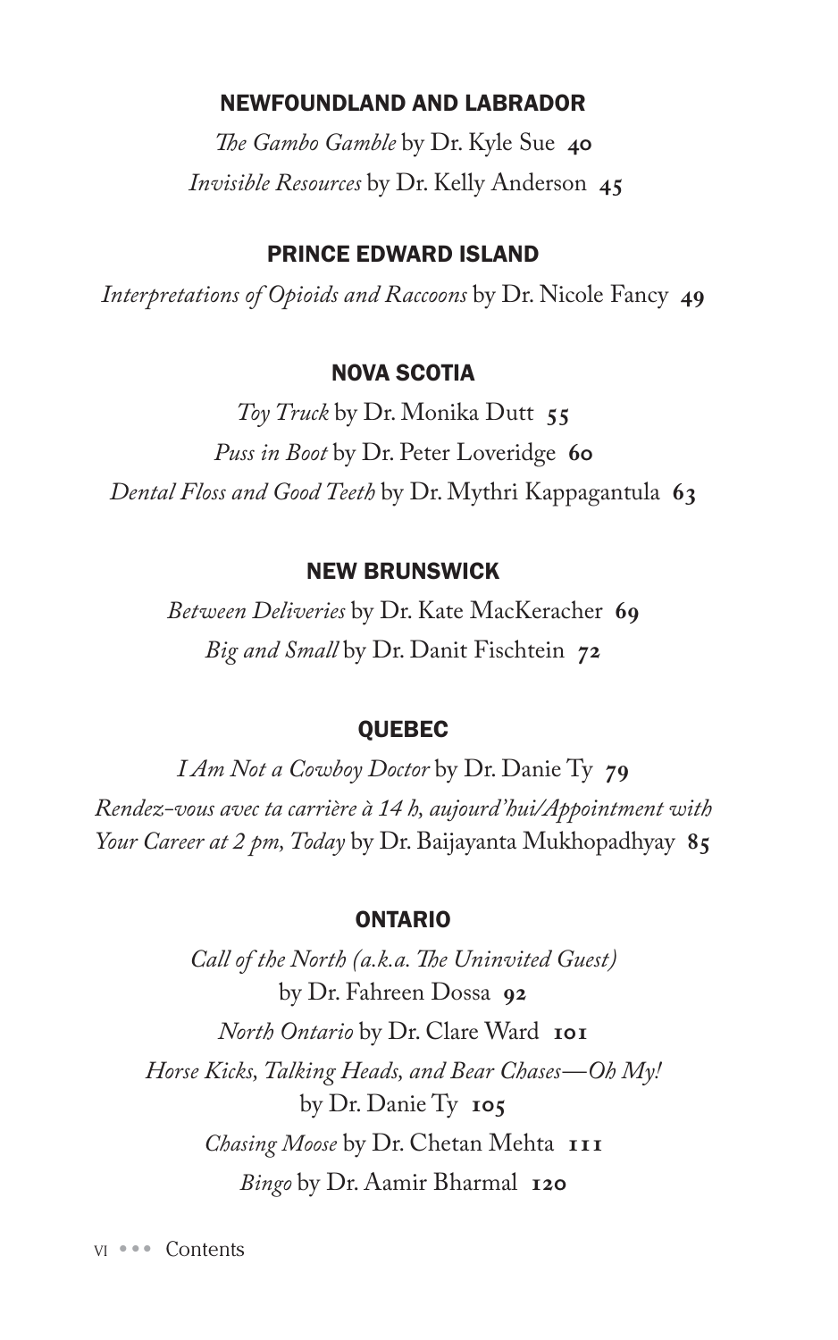## NEWFOUNDLAND AND LABRADOR

*The Gambo Gamble* by Dr. Kyle Sue **40**

*Invisible Resources* by Dr. Kelly Anderson **45**

## PRINCE EDWARD ISLAND

*Interpretations of Opioids and Raccoons* by Dr. Nicole Fancy **49**

## NOVA SCOTIA

*Toy Truck* by Dr. Monika Dutt **55**

*Puss in Boot* by Dr. Peter Loveridge **60**

*Dental Floss and Good Teeth* by Dr. Mythri Kappagantula **63**

## NEW BRUNSWICK

*Between Deliveries* by Dr. Kate MacKeracher **69**

*Big and Small* by Dr. Danit Fischtein **72**

## QUEBEC

*I Am Not a Cowboy Doctor* by Dr. Danie Ty **79**

*Rendez-vous avec ta carrière à 14 h, aujourd'hui/Appointment with Your Career at 2 pm, Today* by Dr. Baijayanta Mukhopadhyay **85**

## ONTARIO

*Call of the North (a.k.a. The Uninvited Guest)* by Dr. Fahreen Dossa **92**

*North Ontario* by Dr. Clare Ward **101**

*Horse Kicks, Talking Heads, and Bear Chases—Oh My!* by Dr. Danie Ty **105**

*Chasing Moose* by Dr. Chetan Mehta **111**

*Bingo* by Dr. Aamir Bharmal **120**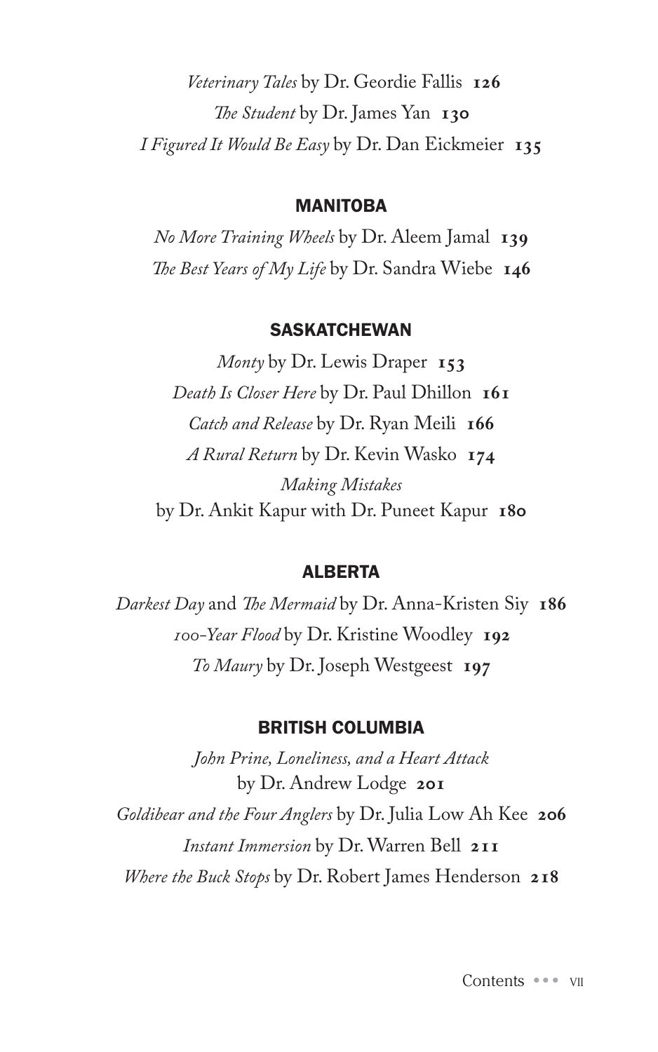*Veterinary Tales* by Dr. Geordie Fallis **126**

*The Student* by Dr. James Yan **130**

*I Figured It Would Be Easy* by Dr. Dan Eickmeier **135**

## MANITOBA

*No More Training Wheels* by Dr. Aleem Jamal **139**

*The Best Years of My Life* by Dr. Sandra Wiebe **146**

## SASKATCHEWAN

*Monty* by Dr. Lewis Draper **153**

*Death Is Closer Here* by Dr. Paul Dhillon **161**

*Catch and Release* by Dr. Ryan Meili **166**

*A Rural Return* by Dr. Kevin Wasko **174**

*Making Mistakes* by Dr. Ankit Kapur with Dr. Puneet Kapur **180**

## ALBERTA

*Darkest Day* and *The Mermaid* by Dr. Anna-Kristen Siy **186**

*100-Year Flood* by Dr. Kristine Woodley **192**

*To Maury* by Dr. Joseph Westgeest **197**

## BRITISH COLUMBIA

*John Prine, Loneliness, and a Heart Attack* by Dr. Andrew Lodge **201**

*Goldibear and the Four Anglers* by Dr. Julia Low Ah Kee **206**

*Instant Immersion* by Dr. Warren Bell **211**

*Where the Buck Stops* by Dr. Robert James Henderson **218**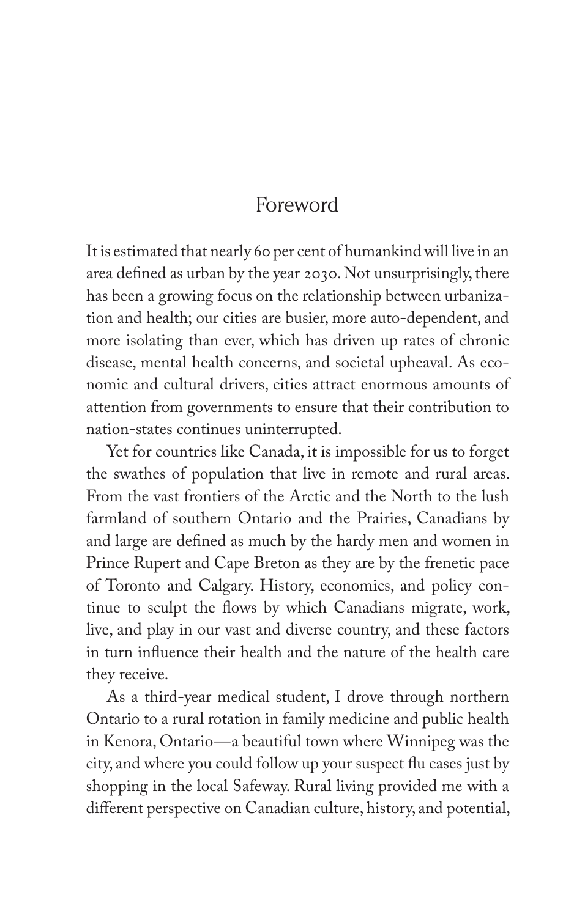# Foreword

It is estimated that nearly 60 per cent of humankind will live in an area defined as urban by the year 2030. Not unsurprisingly, there has been a growing focus on the relationship between urbanization and health; our cities are busier, more auto-dependent, and more isolating than ever, which has driven up rates of chronic disease, mental health concerns, and societal upheaval. As economic and cultural drivers, cities attract enormous amounts of attention from governments to ensure that their contribution to nation-states continues uninterrupted.

Yet for countries like Canada, it is impossible for us to forget the swathes of population that live in remote and rural areas. From the vast frontiers of the Arctic and the North to the lush farmland of southern Ontario and the Prairies, Canadians by and large are defined as much by the hardy men and women in Prince Rupert and Cape Breton as they are by the frenetic pace of Toronto and Calgary. History, economics, and policy continue to sculpt the flows by which Canadians migrate, work, live, and play in our vast and diverse country, and these factors in turn influence their health and the nature of the health care they receive.

As a third-year medical student, I drove through northern Ontario to a rural rotation in family medicine and public health in Kenora, Ontario—a beautiful town where Winnipeg was the city, and where you could follow up your suspect flu cases just by shopping in the local Safeway. Rural living provided me with a different perspective on Canadian culture, history, and potential,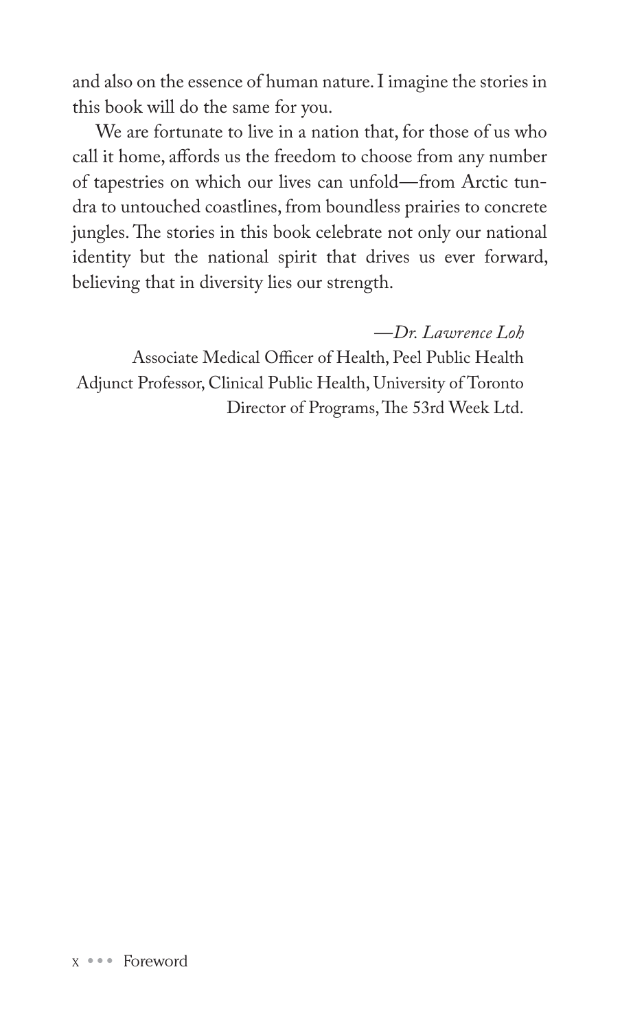and also on the essence of human nature. I imagine the stories in this book will do the same for you.

We are fortunate to live in a nation that, for those of us who call it home, affords us the freedom to choose from any number of tapestries on which our lives can unfold—from Arctic tundra to untouched coastlines, from boundless prairies to concrete jungles. The stories in this book celebrate not only our national identity but the national spirit that drives us ever forward, believing that in diversity lies our strength.

*—Dr. Lawrence Loh*

Associate Medical Officer of Health, Peel Public Health
Adjunct Professor, Clinical Public Health, University of Toronto
Director of Programs, The 53rd Week Ltd.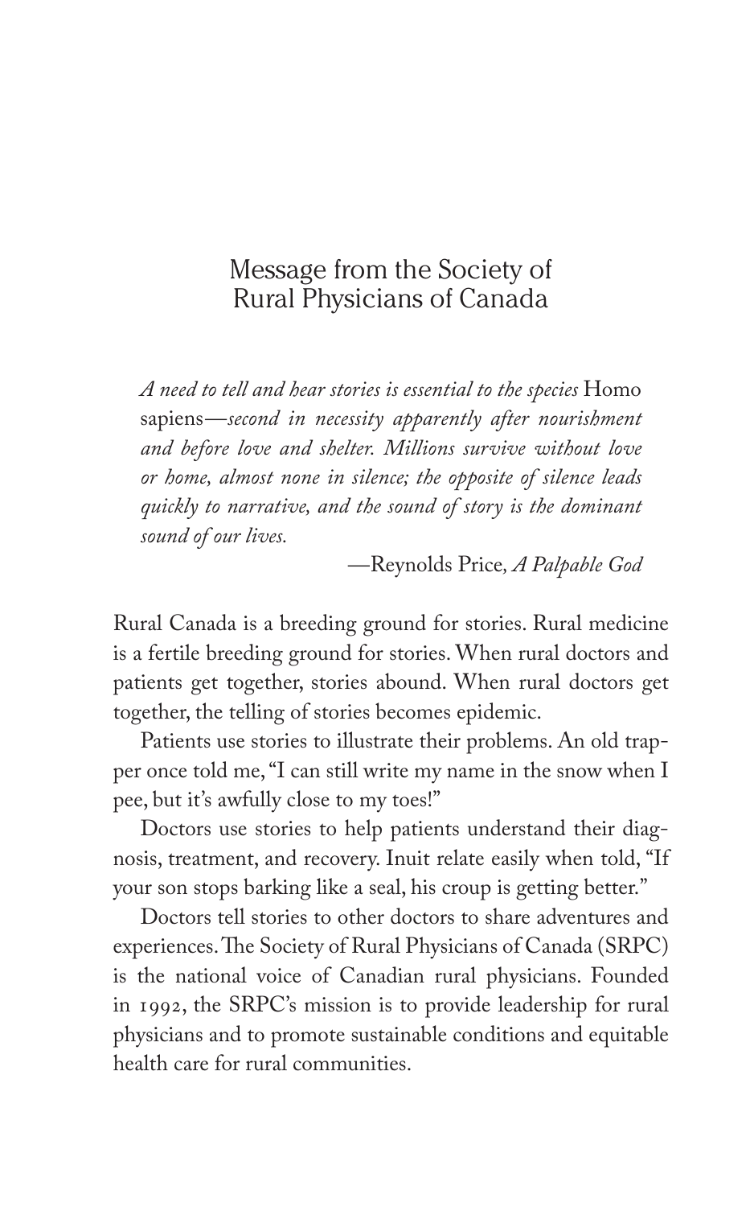# Message from the Society of Rural Physicians of Canada

> *A need to tell and hear stories is essential to the species* Homo sapiens*—second in necessity apparently after nourishment and before love and shelter. Millions survive without love or home, almost none in silence; the opposite of silence leads quickly to narrative, and the sound of story is the dominant sound of our lives.*
>
> —Reynolds Price*, A Palpable God*

Rural Canada is a breeding ground for stories. Rural medicine is a fertile breeding ground for stories. When rural doctors and patients get together, stories abound. When rural doctors get together, the telling of stories becomes epidemic.

Patients use stories to illustrate their problems. An old trapper once told me, "I can still write my name in the snow when I pee, but it's awfully close to my toes!"

Doctors use stories to help patients understand their diagnosis, treatment, and recovery. Inuit relate easily when told, "If your son stops barking like a seal, his croup is getting better."

Doctors tell stories to other doctors to share adventures and experiences. The Society of Rural Physicians of Canada (SRPC) is the national voice of Canadian rural physicians. Founded in 1992, the SRPC's mission is to provide leadership for rural physicians and to promote sustainable conditions and equitable health care for rural communities.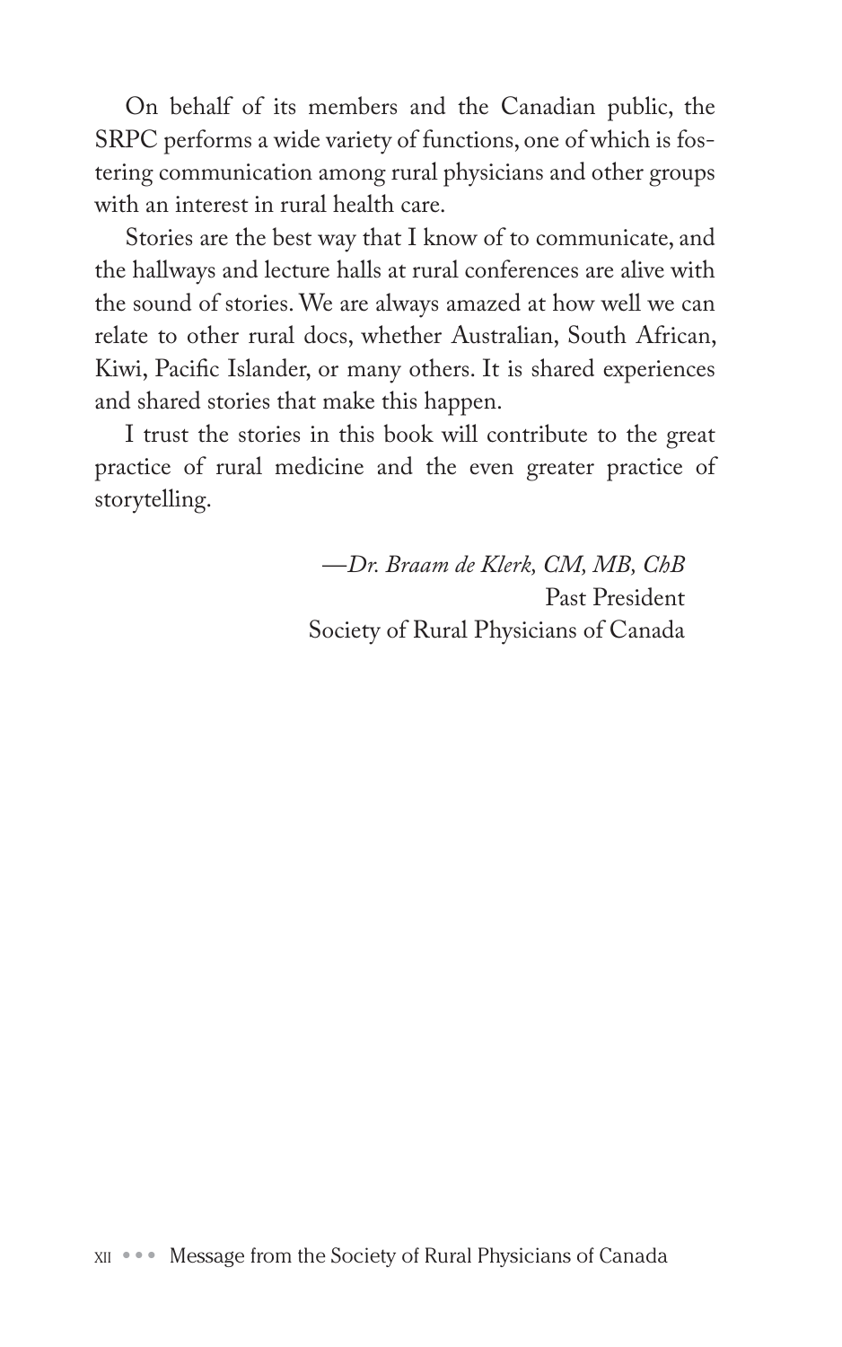On behalf of its members and the Canadian public, the SRPC performs a wide variety of functions, one of which is fostering communication among rural physicians and other groups with an interest in rural health care.

Stories are the best way that I know of to communicate, and the hallways and lecture halls at rural conferences are alive with the sound of stories. We are always amazed at how well we can relate to other rural docs, whether Australian, South African, Kiwi, Pacific Islander, or many others. It is shared experiences and shared stories that make this happen.

I trust the stories in this book will contribute to the great practice of rural medicine and the even greater practice of storytelling.

—*Dr. Braam de Klerk, CM, MB, ChB*
Past President
Society of Rural Physicians of Canada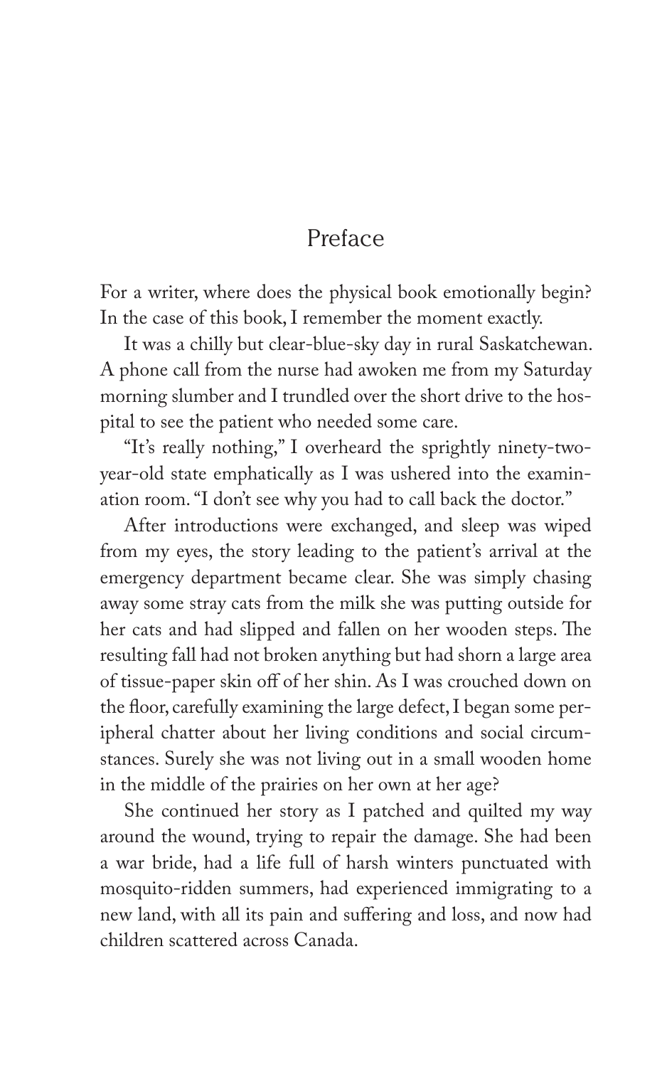# Preface

For a writer, where does the physical book emotionally begin? In the case of this book, I remember the moment exactly.

It was a chilly but clear-blue-sky day in rural Saskatchewan. A phone call from the nurse had awoken me from my Saturday morning slumber and I trundled over the short drive to the hospital to see the patient who needed some care.

"It's really nothing," I overheard the sprightly ninety-two-year-old state emphatically as I was ushered into the examination room. "I don't see why you had to call back the doctor."

After introductions were exchanged, and sleep was wiped from my eyes, the story leading to the patient's arrival at the emergency department became clear. She was simply chasing away some stray cats from the milk she was putting outside for her cats and had slipped and fallen on her wooden steps. The resulting fall had not broken anything but had shorn a large area of tissue-paper skin off of her shin. As I was crouched down on the floor, carefully examining the large defect, I began some peripheral chatter about her living conditions and social circumstances. Surely she was not living out in a small wooden home in the middle of the prairies on her own at her age?

She continued her story as I patched and quilted my way around the wound, trying to repair the damage. She had been a war bride, had a life full of harsh winters punctuated with mosquito-ridden summers, had experienced immigrating to a new land, with all its pain and suffering and loss, and now had children scattered across Canada.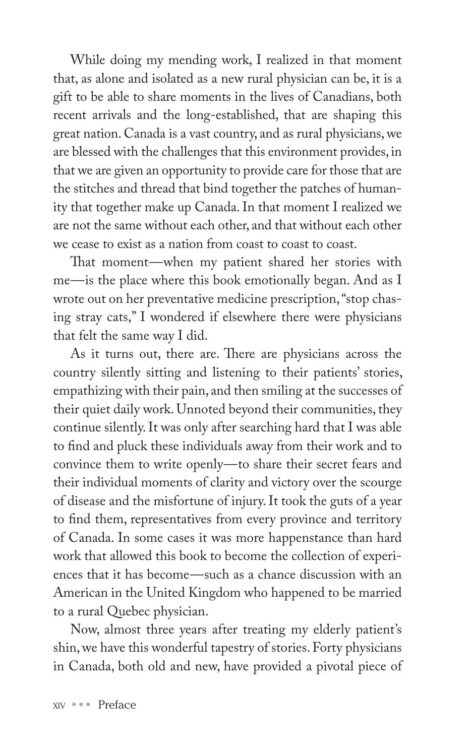While doing my mending work, I realized in that moment that, as alone and isolated as a new rural physician can be, it is a gift to be able to share moments in the lives of Canadians, both recent arrivals and the long-established, that are shaping this great nation. Canada is a vast country, and as rural physicians, we are blessed with the challenges that this environment provides, in that we are given an opportunity to provide care for those that are the stitches and thread that bind together the patches of humanity that together make up Canada. In that moment I realized we are not the same without each other, and that without each other we cease to exist as a nation from coast to coast to coast.

That moment—when my patient shared her stories with me—is the place where this book emotionally began. And as I wrote out on her preventative medicine prescription, "stop chasing stray cats," I wondered if elsewhere there were physicians that felt the same way I did.

As it turns out, there are. There are physicians across the country silently sitting and listening to their patients' stories, empathizing with their pain, and then smiling at the successes of their quiet daily work. Unnoted beyond their communities, they continue silently. It was only after searching hard that I was able to find and pluck these individuals away from their work and to convince them to write openly—to share their secret fears and their individual moments of clarity and victory over the scourge of disease and the misfortune of injury. It took the guts of a year to find them, representatives from every province and territory of Canada. In some cases it was more happenstance than hard work that allowed this book to become the collection of experiences that it has become—such as a chance discussion with an American in the United Kingdom who happened to be married to a rural Quebec physician.

Now, almost three years after treating my elderly patient's shin, we have this wonderful tapestry of stories. Forty physicians in Canada, both old and new, have provided a pivotal piece of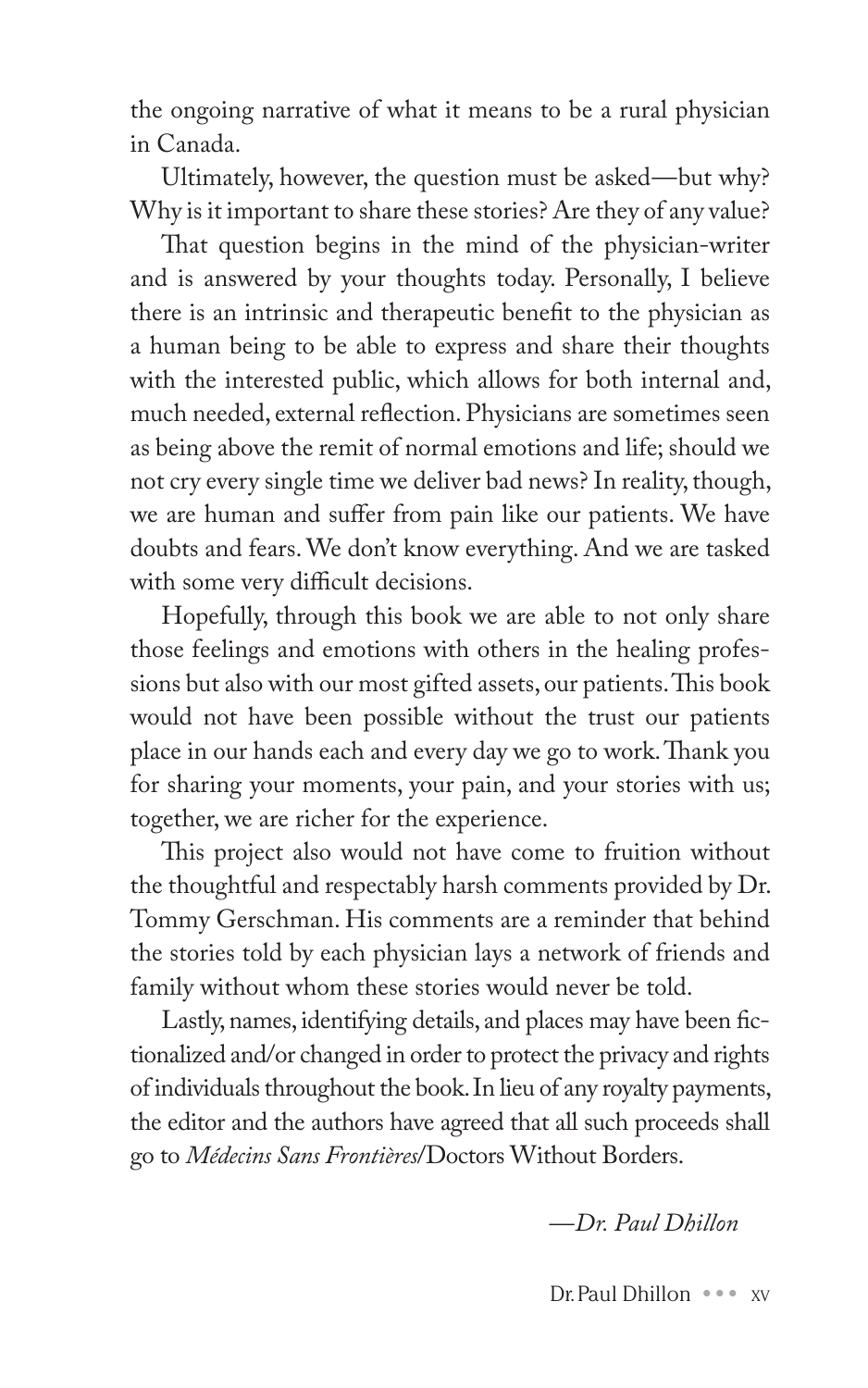the ongoing narrative of what it means to be a rural physician in Canada.

Ultimately, however, the question must be asked—but why? Why is it important to share these stories? Are they of any value?

That question begins in the mind of the physician-writer and is answered by your thoughts today. Personally, I believe there is an intrinsic and therapeutic benefit to the physician as a human being to be able to express and share their thoughts with the interested public, which allows for both internal and, much needed, external reflection. Physicians are sometimes seen as being above the remit of normal emotions and life; should we not cry every single time we deliver bad news? In reality, though, we are human and suffer from pain like our patients. We have doubts and fears. We don't know everything. And we are tasked with some very difficult decisions.

Hopefully, through this book we are able to not only share those feelings and emotions with others in the healing professions but also with our most gifted assets, our patients. This book would not have been possible without the trust our patients place in our hands each and every day we go to work. Thank you for sharing your moments, your pain, and your stories with us; together, we are richer for the experience.

This project also would not have come to fruition without the thoughtful and respectably harsh comments provided by Dr. Tommy Gerschman. His comments are a reminder that behind the stories told by each physician lays a network of friends and family without whom these stories would never be told.

Lastly, names, identifying details, and places may have been fictionalized and/or changed in order to protect the privacy and rights of individuals throughout the book. In lieu of any royalty payments, the editor and the authors have agreed that all such proceeds shall go to *Médecins Sans Frontières*/Doctors Without Borders.

—*Dr. Paul Dhillon*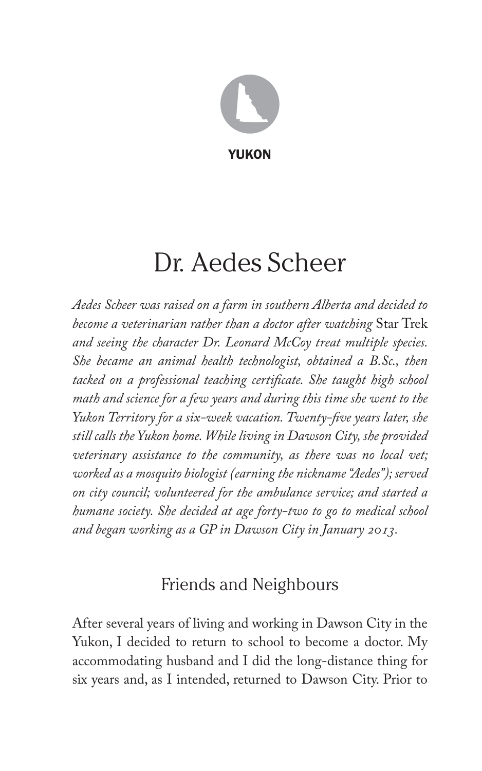YUKON

# Dr. Aedes Scheer

*Aedes Scheer was raised on a farm in southern Alberta and decided to become a veterinarian rather than a doctor after watching* Star Trek *and seeing the character Dr. Leonard McCoy treat multiple species. She became an animal health technologist, obtained a B.Sc., then tacked on a professional teaching certificate. She taught high school math and science for a few years and during this time she went to the Yukon Territory for a six-week vacation. Twenty-five years later, she still calls the Yukon home. While living in Dawson City, she provided veterinary assistance to the community, as there was no local vet; worked as a mosquito biologist (earning the nickname "Aedes"); served on city council; volunteered for the ambulance service; and started a humane society. She decided at age forty-two to go to medical school and began working as a GP in Dawson City in January 2013.*

## Friends and Neighbours

After several years of living and working in Dawson City in the Yukon, I decided to return to school to become a doctor. My accommodating husband and I did the long-distance thing for six years and, as I intended, returned to Dawson City. Prior to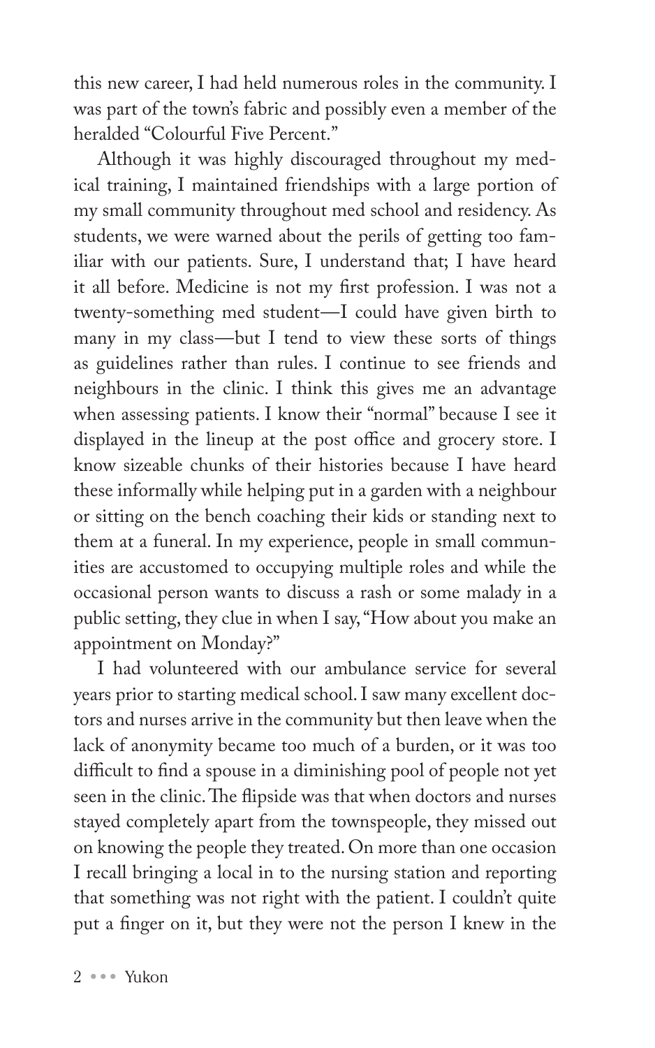this new career, I had held numerous roles in the community. I was part of the town's fabric and possibly even a member of the heralded "Colourful Five Percent."

Although it was highly discouraged throughout my medical training, I maintained friendships with a large portion of my small community throughout med school and residency. As students, we were warned about the perils of getting too familiar with our patients. Sure, I understand that; I have heard it all before. Medicine is not my first profession. I was not a twenty-something med student—I could have given birth to many in my class—but I tend to view these sorts of things as guidelines rather than rules. I continue to see friends and neighbours in the clinic. I think this gives me an advantage when assessing patients. I know their "normal" because I see it displayed in the lineup at the post office and grocery store. I know sizeable chunks of their histories because I have heard these informally while helping put in a garden with a neighbour or sitting on the bench coaching their kids or standing next to them at a funeral. In my experience, people in small communities are accustomed to occupying multiple roles and while the occasional person wants to discuss a rash or some malady in a public setting, they clue in when I say, "How about you make an appointment on Monday?"

I had volunteered with our ambulance service for several years prior to starting medical school. I saw many excellent doctors and nurses arrive in the community but then leave when the lack of anonymity became too much of a burden, or it was too difficult to find a spouse in a diminishing pool of people not yet seen in the clinic. The flipside was that when doctors and nurses stayed completely apart from the townspeople, they missed out on knowing the people they treated. On more than one occasion I recall bringing a local in to the nursing station and reporting that something was not right with the patient. I couldn't quite put a finger on it, but they were not the person I knew in the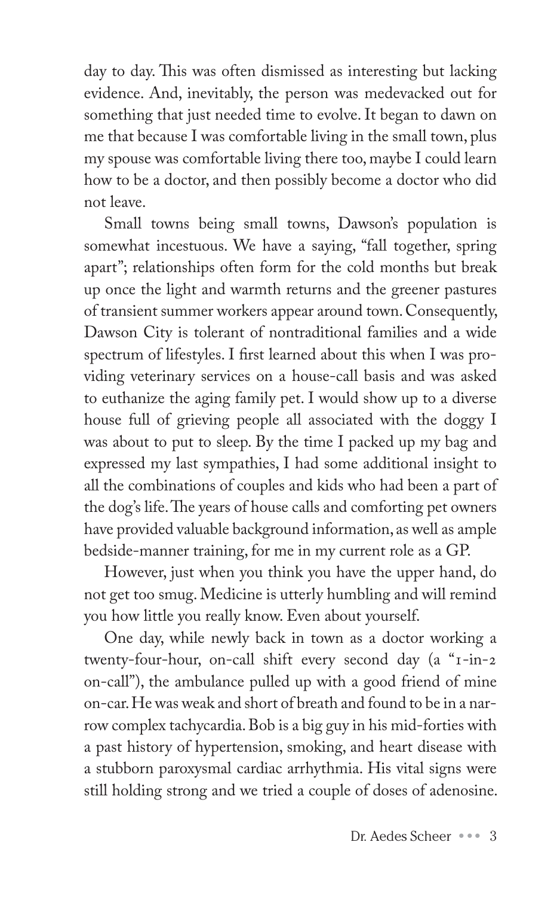day to day. This was often dismissed as interesting but lacking evidence. And, inevitably, the person was medevacked out for something that just needed time to evolve. It began to dawn on me that because I was comfortable living in the small town, plus my spouse was comfortable living there too, maybe I could learn how to be a doctor, and then possibly become a doctor who did not leave.

Small towns being small towns, Dawson's population is somewhat incestuous. We have a saying, "fall together, spring apart"; relationships often form for the cold months but break up once the light and warmth returns and the greener pastures of transient summer workers appear around town. Consequently, Dawson City is tolerant of nontraditional families and a wide spectrum of lifestyles. I first learned about this when I was providing veterinary services on a house-call basis and was asked to euthanize the aging family pet. I would show up to a diverse house full of grieving people all associated with the doggy I was about to put to sleep. By the time I packed up my bag and expressed my last sympathies, I had some additional insight to all the combinations of couples and kids who had been a part of the dog's life. The years of house calls and comforting pet owners have provided valuable background information, as well as ample bedside-manner training, for me in my current role as a GP.

However, just when you think you have the upper hand, do not get too smug. Medicine is utterly humbling and will remind you how little you really know. Even about yourself.

One day, while newly back in town as a doctor working a twenty-four-hour, on-call shift every second day (a "1-in-2 on-call"), the ambulance pulled up with a good friend of mine on-car. He was weak and short of breath and found to be in a narrow complex tachycardia. Bob is a big guy in his mid-forties with a past history of hypertension, smoking, and heart disease with a stubborn paroxysmal cardiac arrhythmia. His vital signs were still holding strong and we tried a couple of doses of adenosine.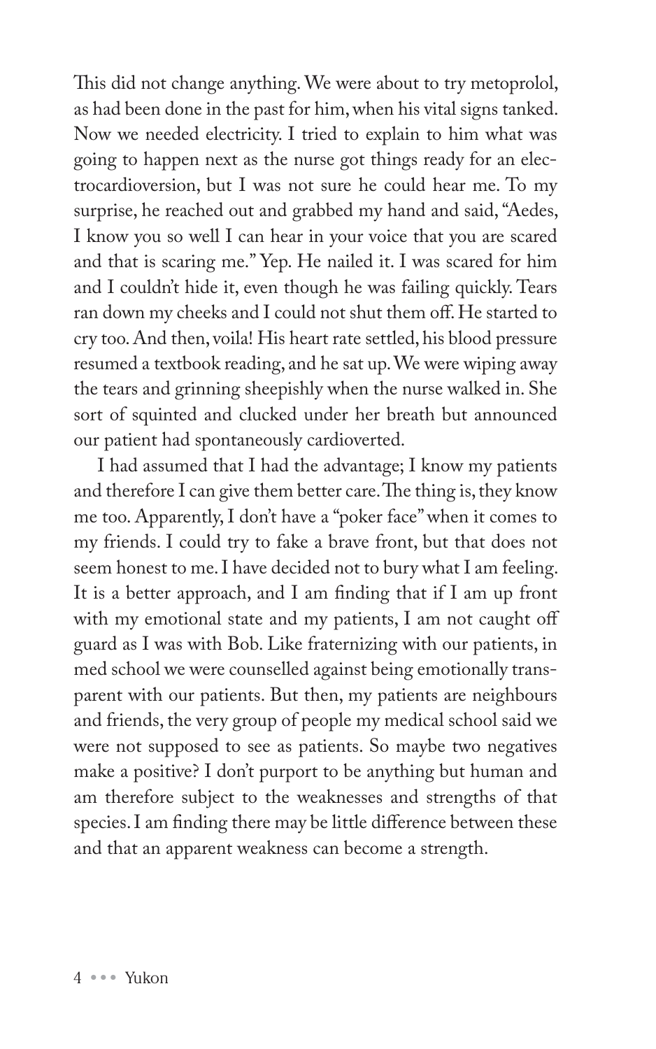This did not change anything. We were about to try metoprolol, as had been done in the past for him, when his vital signs tanked. Now we needed electricity. I tried to explain to him what was going to happen next as the nurse got things ready for an electrocardioversion, but I was not sure he could hear me. To my surprise, he reached out and grabbed my hand and said, "Aedes, I know you so well I can hear in your voice that you are scared and that is scaring me." Yep. He nailed it. I was scared for him and I couldn't hide it, even though he was failing quickly. Tears ran down my cheeks and I could not shut them off. He started to cry too. And then, voila! His heart rate settled, his blood pressure resumed a textbook reading, and he sat up. We were wiping away the tears and grinning sheepishly when the nurse walked in. She sort of squinted and clucked under her breath but announced our patient had spontaneously cardioverted.

I had assumed that I had the advantage; I know my patients and therefore I can give them better care. The thing is, they know me too. Apparently, I don't have a "poker face" when it comes to my friends. I could try to fake a brave front, but that does not seem honest to me. I have decided not to bury what I am feeling. It is a better approach, and I am finding that if I am up front with my emotional state and my patients, I am not caught off guard as I was with Bob. Like fraternizing with our patients, in med school we were counselled against being emotionally transparent with our patients. But then, my patients are neighbours and friends, the very group of people my medical school said we were not supposed to see as patients. So maybe two negatives make a positive? I don't purport to be anything but human and am therefore subject to the weaknesses and strengths of that species. I am finding there may be little difference between these and that an apparent weakness can become a strength.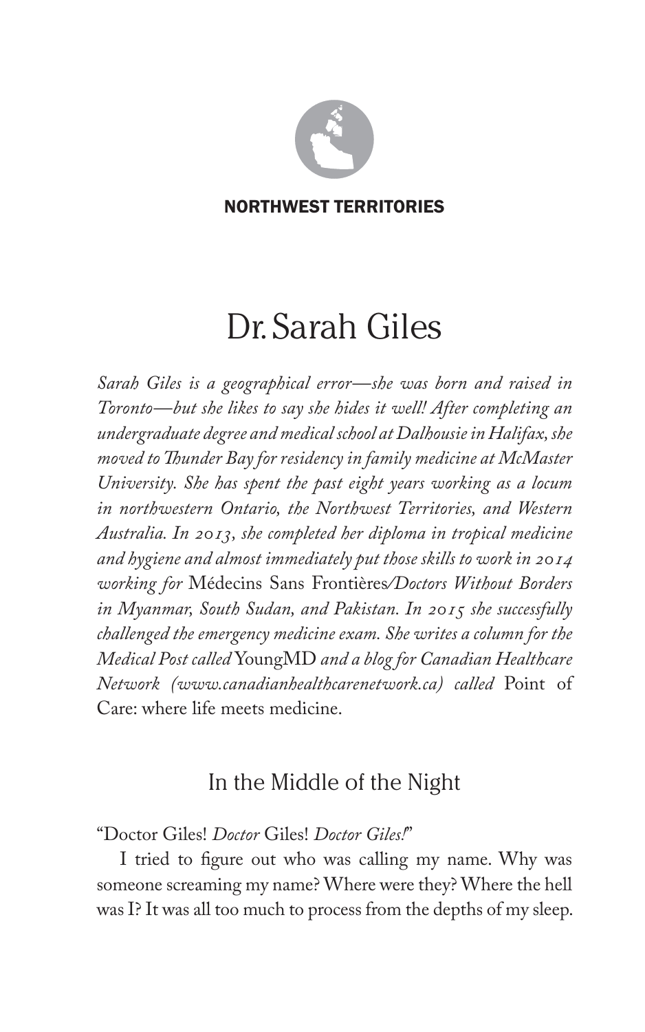NORTHWEST TERRITORIES

# Dr. Sarah Giles

*Sarah Giles is a geographical error—she was born and raised in Toronto—but she likes to say she hides it well! After completing an undergraduate degree and medical school at Dalhousie in Halifax, she moved to Thunder Bay for residency in family medicine at McMaster University. She has spent the past eight years working as a locum in northwestern Ontario, the Northwest Territories, and Western Australia. In 2013, she completed her diploma in tropical medicine and hygiene and almost immediately put those skills to work in 2014 working for* Médecins Sans Frontières*/Doctors Without Borders in Myanmar, South Sudan, and Pakistan. In 2015 she successfully challenged the emergency medicine exam. She writes a column for the Medical Post called* YoungMD *and a blog for Canadian Healthcare Network (www.canadianhealthcarenetwork.ca) called* Point of Care: where life meets medicine.

## In the Middle of the Night

"Doctor Giles! *Doctor* Giles! *Doctor Giles!*"

I tried to figure out who was calling my name. Why was someone screaming my name? Where were they? Where the hell was I? It was all too much to process from the depths of my sleep.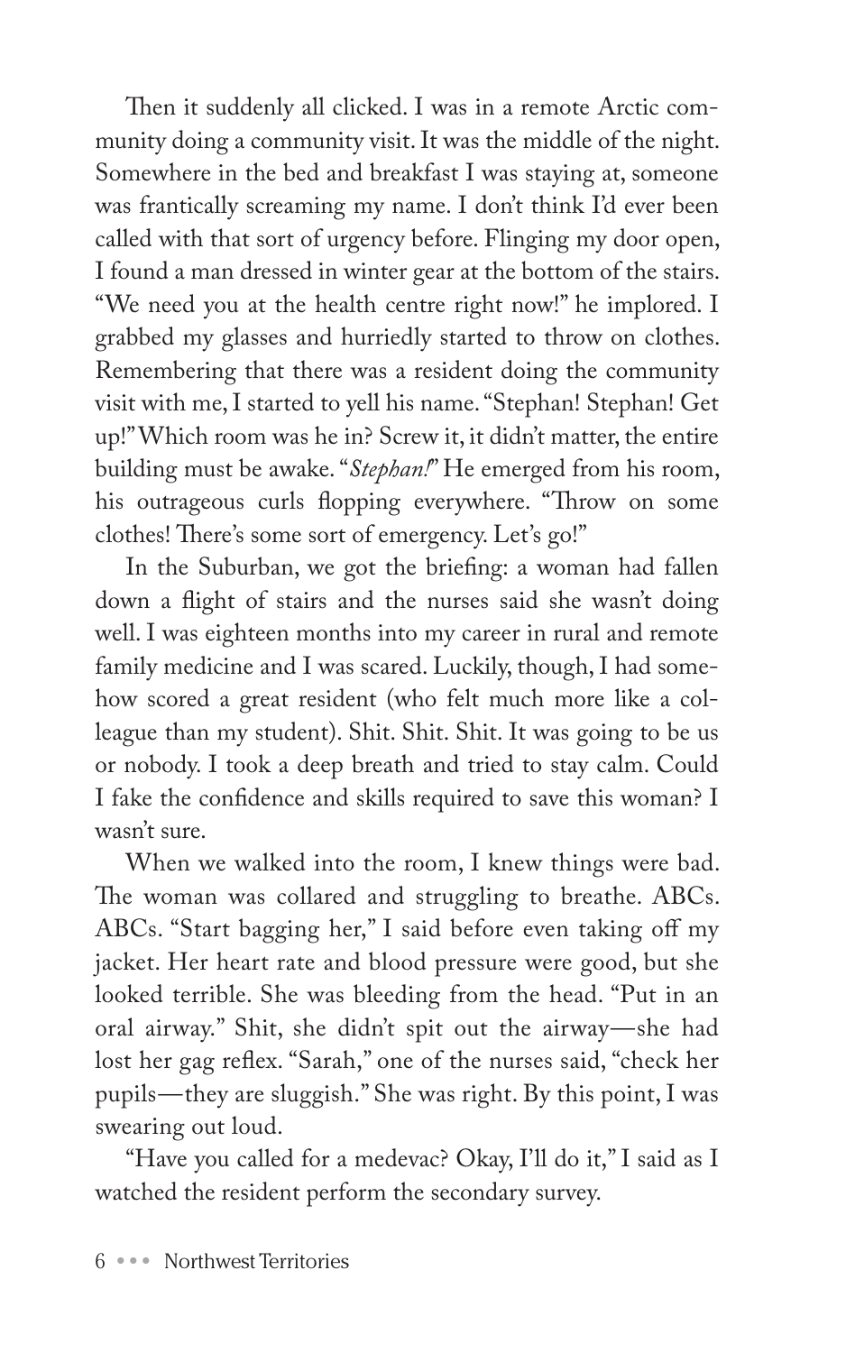Then it suddenly all clicked. I was in a remote Arctic community doing a community visit. It was the middle of the night. Somewhere in the bed and breakfast I was staying at, someone was frantically screaming my name. I don't think I'd ever been called with that sort of urgency before. Flinging my door open, I found a man dressed in winter gear at the bottom of the stairs. "We need you at the health centre right now!" he implored. I grabbed my glasses and hurriedly started to throw on clothes. Remembering that there was a resident doing the community visit with me, I started to yell his name. "Stephan! Stephan! Get up!" Which room was he in? Screw it, it didn't matter, the entire building must be awake. "*Stephan!*" He emerged from his room, his outrageous curls flopping everywhere. "Throw on some clothes! There's some sort of emergency. Let's go!"

In the Suburban, we got the briefing: a woman had fallen down a flight of stairs and the nurses said she wasn't doing well. I was eighteen months into my career in rural and remote family medicine and I was scared. Luckily, though, I had somehow scored a great resident (who felt much more like a colleague than my student). Shit. Shit. Shit. It was going to be us or nobody. I took a deep breath and tried to stay calm. Could I fake the confidence and skills required to save this woman? I wasn't sure.

When we walked into the room, I knew things were bad. The woman was collared and struggling to breathe. ABCs. ABCs. "Start bagging her," I said before even taking off my jacket. Her heart rate and blood pressure were good, but she looked terrible. She was bleeding from the head. "Put in an oral airway." Shit, she didn't spit out the airway—she had lost her gag reflex. "Sarah," one of the nurses said, "check her pupils—they are sluggish." She was right. By this point, I was swearing out loud.

"Have you called for a medevac? Okay, I'll do it," I said as I watched the resident perform the secondary survey.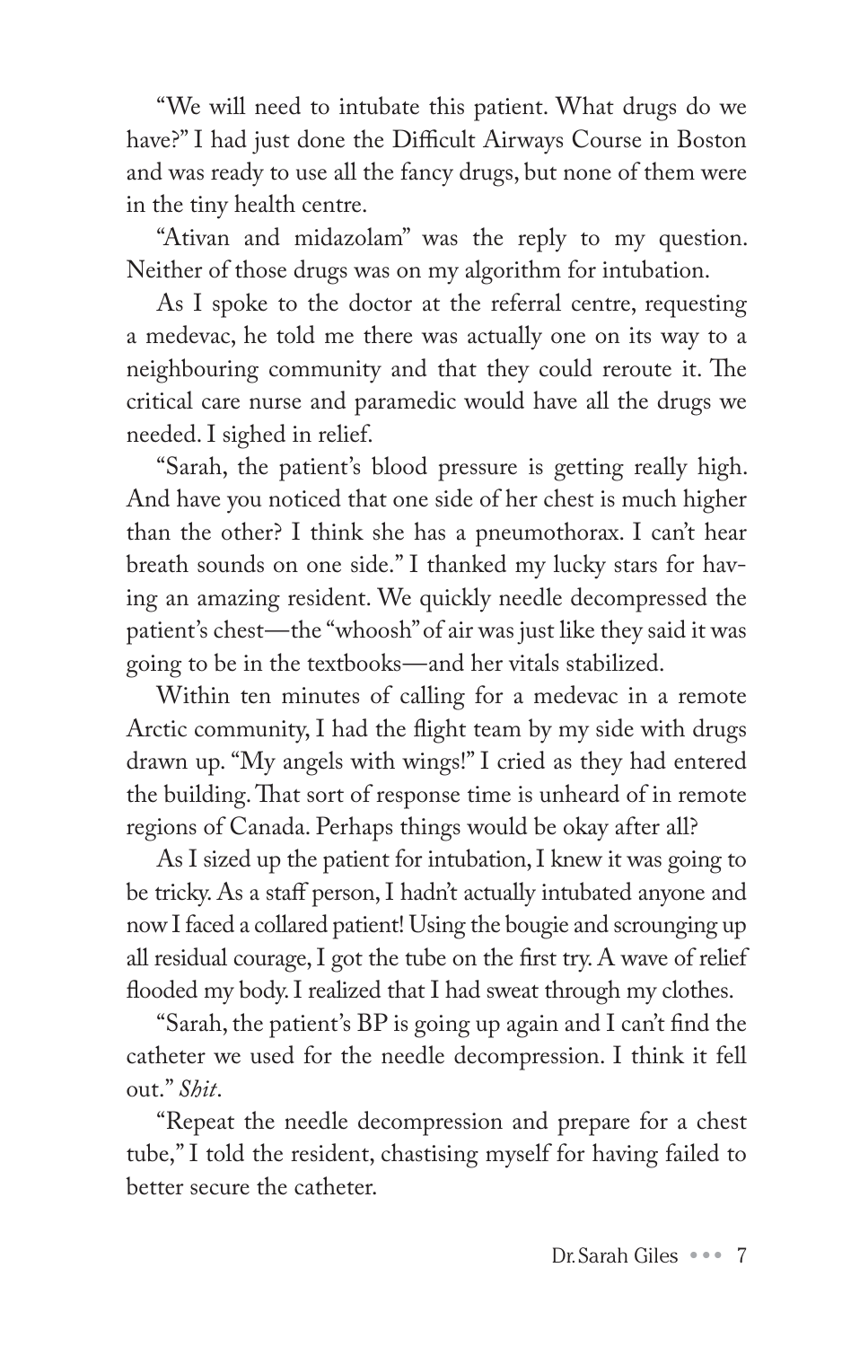"We will need to intubate this patient. What drugs do we have?" I had just done the Difficult Airways Course in Boston and was ready to use all the fancy drugs, but none of them were in the tiny health centre.

"Ativan and midazolam" was the reply to my question. Neither of those drugs was on my algorithm for intubation.

As I spoke to the doctor at the referral centre, requesting a medevac, he told me there was actually one on its way to a neighbouring community and that they could reroute it. The critical care nurse and paramedic would have all the drugs we needed. I sighed in relief.

"Sarah, the patient's blood pressure is getting really high. And have you noticed that one side of her chest is much higher than the other? I think she has a pneumothorax. I can't hear breath sounds on one side." I thanked my lucky stars for having an amazing resident. We quickly needle decompressed the patient's chest—the "whoosh" of air was just like they said it was going to be in the textbooks—and her vitals stabilized.

Within ten minutes of calling for a medevac in a remote Arctic community, I had the flight team by my side with drugs drawn up. "My angels with wings!" I cried as they had entered the building. That sort of response time is unheard of in remote regions of Canada. Perhaps things would be okay after all?

As I sized up the patient for intubation, I knew it was going to be tricky. As a staff person, I hadn't actually intubated anyone and now I faced a collared patient! Using the bougie and scrounging up all residual courage, I got the tube on the first try. A wave of relief flooded my body. I realized that I had sweat through my clothes.

"Sarah, the patient's BP is going up again and I can't find the catheter we used for the needle decompression. I think it fell out." *Shit*.

"Repeat the needle decompression and prepare for a chest tube," I told the resident, chastising myself for having failed to better secure the catheter.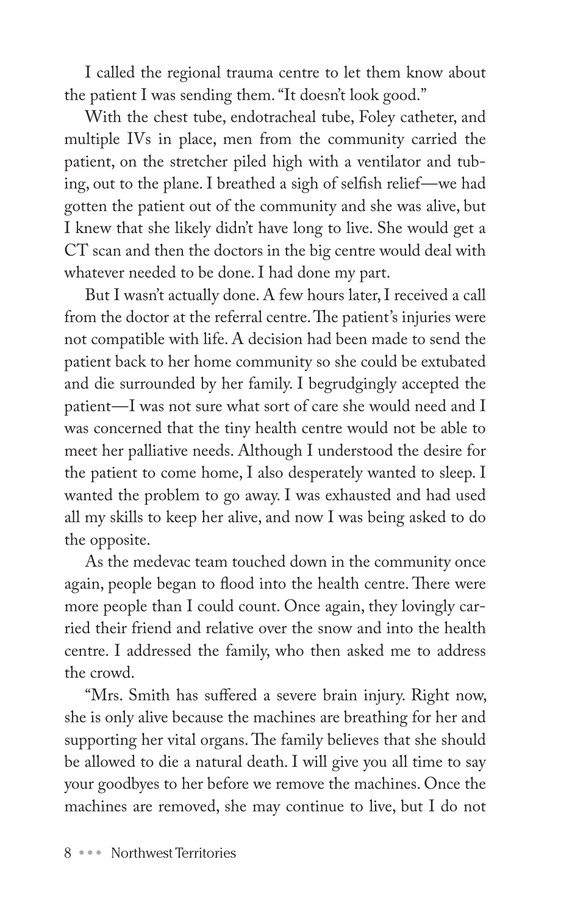I called the regional trauma centre to let them know about the patient I was sending them. "It doesn't look good."

With the chest tube, endotracheal tube, Foley catheter, and multiple IVs in place, men from the community carried the patient, on the stretcher piled high with a ventilator and tubing, out to the plane. I breathed a sigh of selfish relief—we had gotten the patient out of the community and she was alive, but I knew that she likely didn't have long to live. She would get a CT scan and then the doctors in the big centre would deal with whatever needed to be done. I had done my part.

But I wasn't actually done. A few hours later, I received a call from the doctor at the referral centre. The patient's injuries were not compatible with life. A decision had been made to send the patient back to her home community so she could be extubated and die surrounded by her family. I begrudgingly accepted the patient—I was not sure what sort of care she would need and I was concerned that the tiny health centre would not be able to meet her palliative needs. Although I understood the desire for the patient to come home, I also desperately wanted to sleep. I wanted the problem to go away. I was exhausted and had used all my skills to keep her alive, and now I was being asked to do the opposite.

As the medevac team touched down in the community once again, people began to flood into the health centre. There were more people than I could count. Once again, they lovingly carried their friend and relative over the snow and into the health centre. I addressed the family, who then asked me to address the crowd.

"Mrs. Smith has suffered a severe brain injury. Right now, she is only alive because the machines are breathing for her and supporting her vital organs. The family believes that she should be allowed to die a natural death. I will give you all time to say your goodbyes to her before we remove the machines. Once the machines are removed, she may continue to live, but I do not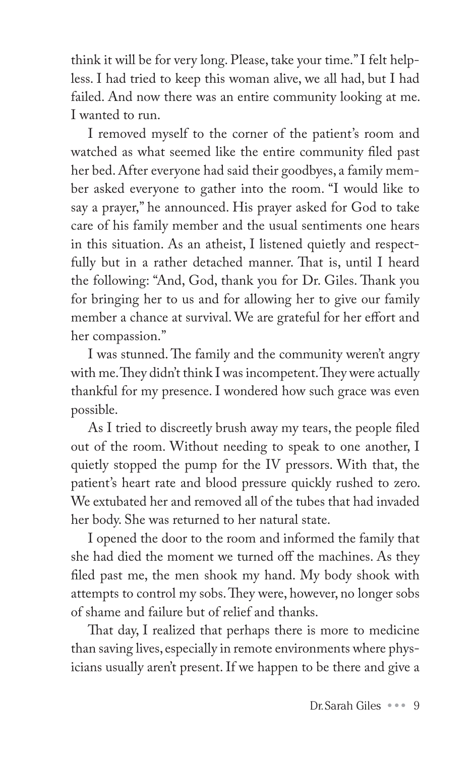think it will be for very long. Please, take your time." I felt helpless. I had tried to keep this woman alive, we all had, but I had failed. And now there was an entire community looking at me. I wanted to run.

I removed myself to the corner of the patient's room and watched as what seemed like the entire community filed past her bed. After everyone had said their goodbyes, a family member asked everyone to gather into the room. "I would like to say a prayer," he announced. His prayer asked for God to take care of his family member and the usual sentiments one hears in this situation. As an atheist, I listened quietly and respectfully but in a rather detached manner. That is, until I heard the following: "And, God, thank you for Dr. Giles. Thank you for bringing her to us and for allowing her to give our family member a chance at survival. We are grateful for her effort and her compassion."

I was stunned. The family and the community weren't angry with me. They didn't think I was incompetent. They were actually thankful for my presence. I wondered how such grace was even possible.

As I tried to discreetly brush away my tears, the people filed out of the room. Without needing to speak to one another, I quietly stopped the pump for the IV pressors. With that, the patient's heart rate and blood pressure quickly rushed to zero. We extubated her and removed all of the tubes that had invaded her body. She was returned to her natural state.

I opened the door to the room and informed the family that she had died the moment we turned off the machines. As they filed past me, the men shook my hand. My body shook with attempts to control my sobs. They were, however, no longer sobs of shame and failure but of relief and thanks.

That day, I realized that perhaps there is more to medicine than saving lives, especially in remote environments where physicians usually aren't present. If we happen to be there and give a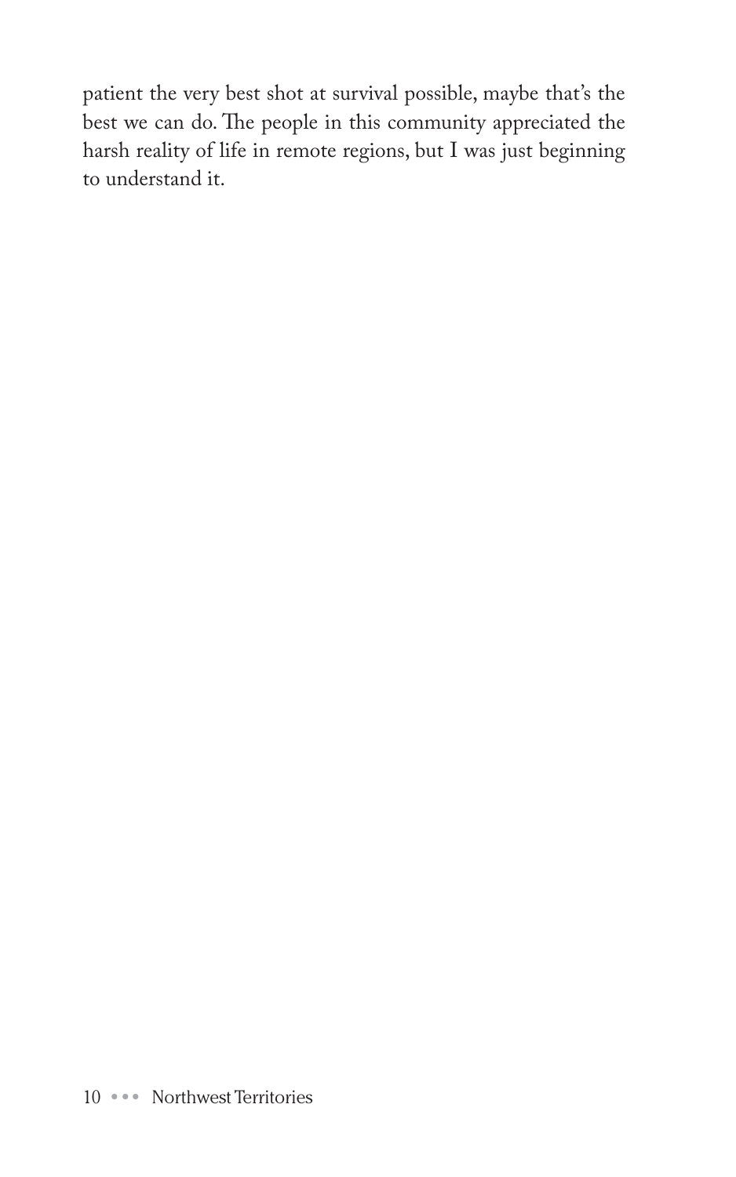patient the very best shot at survival possible, maybe that's the best we can do. The people in this community appreciated the harsh reality of life in remote regions, but I was just beginning to understand it.